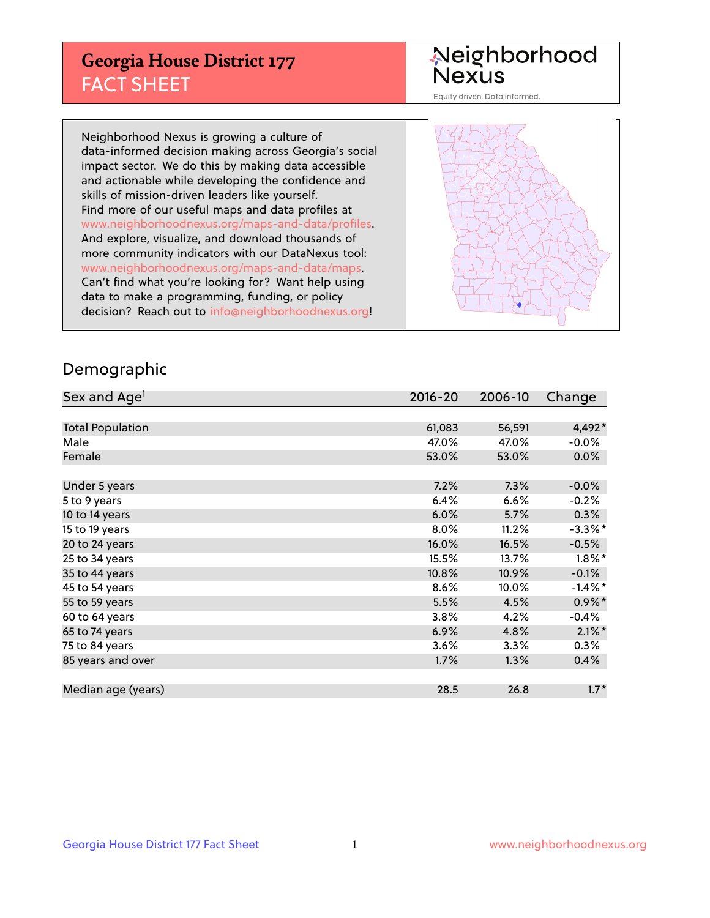# Georgia House District 177
## FACT SHEET

Neighborhood Nexus

Equity driven. Data informed.

Neighborhood Nexus is growing a culture of data-informed decision making across Georgia's social impact sector. We do this by making data accessible and actionable while developing the confidence and skills of mission-driven leaders like yourself. Find more of our useful maps and data profiles at www.neighborhoodnexus.org/maps-and-data/profiles. And explore, visualize, and download thousands of more community indicators with our DataNexus tool: www.neighborhoodnexus.org/maps-and-data/maps. Can't find what you're looking for? Want help using data to make a programming, funding, or policy decision? Reach out to info@neighborhoodnexus.org!

## Demographic

| Sex and Age[1] | 2016-20 | 2006-10 | Change |
|---|---|---|---|
| Total Population | 61,083 | 56,591 | 4,492* |
| Male | 47.0% | 47.0% | -0.0% |
| Female | 53.0% | 53.0% | 0.0% |
| | | | |
| Under 5 years | 7.2% | 7.3% | -0.0% |
| 5 to 9 years | 6.4% | 6.6% | -0.2% |
| 10 to 14 years | 6.0% | 5.7% | 0.3% |
| 15 to 19 years | 8.0% | 11.2% | -3.3%* |
| 20 to 24 years | 16.0% | 16.5% | -0.5% |
| 25 to 34 years | 15.5% | 13.7% | 1.8%* |
| 35 to 44 years | 10.8% | 10.9% | -0.1% |
| 45 to 54 years | 8.6% | 10.0% | -1.4%* |
| 55 to 59 years | 5.5% | 4.5% | 0.9%* |
| 60 to 64 years | 3.8% | 4.2% | -0.4% |
| 65 to 74 years | 6.9% | 4.8% | 2.1%* |
| 75 to 84 years | 3.6% | 3.3% | 0.3% |
| 85 years and over | 1.7% | 1.3% | 0.4% |
| | | | |
| Median age (years) | 28.5 | 26.8 | 1.7* |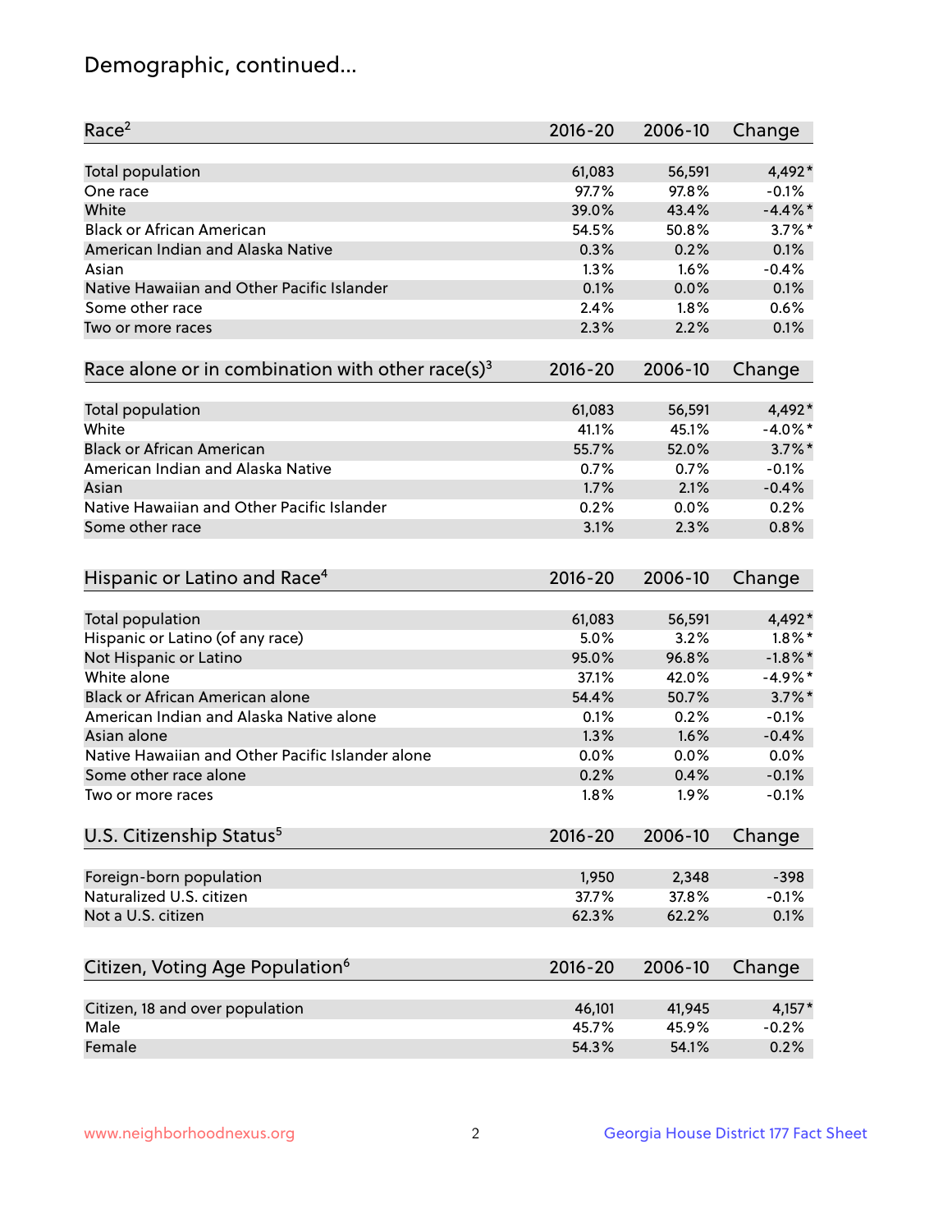# Demographic, continued...

| Race[2] | 2016-20 | 2006-10 | Change |
|---|---|---|---|
| Total population | 61,083 | 56,591 | 4,492* |
| One race | 97.7% | 97.8% | -0.1% |
| White | 39.0% | 43.4% | -4.4%* |
| Black or African American | 54.5% | 50.8% | 3.7%* |
| American Indian and Alaska Native | 0.3% | 0.2% | 0.1% |
| Asian | 1.3% | 1.6% | -0.4% |
| Native Hawaiian and Other Pacific Islander | 0.1% | 0.0% | 0.1% |
| Some other race | 2.4% | 1.8% | 0.6% |
| Two or more races | 2.3% | 2.2% | 0.1% |

| Race alone or in combination with other race(s)[3] | 2016-20 | 2006-10 | Change |
|---|---|---|---|
| Total population | 61,083 | 56,591 | 4,492* |
| White | 41.1% | 45.1% | -4.0%* |
| Black or African American | 55.7% | 52.0% | 3.7%* |
| American Indian and Alaska Native | 0.7% | 0.7% | -0.1% |
| Asian | 1.7% | 2.1% | -0.4% |
| Native Hawaiian and Other Pacific Islander | 0.2% | 0.0% | 0.2% |
| Some other race | 3.1% | 2.3% | 0.8% |

| Hispanic or Latino and Race[4] | 2016-20 | 2006-10 | Change |
|---|---|---|---|
| Total population | 61,083 | 56,591 | 4,492* |
| Hispanic or Latino (of any race) | 5.0% | 3.2% | 1.8%* |
| Not Hispanic or Latino | 95.0% | 96.8% | -1.8%* |
| White alone | 37.1% | 42.0% | -4.9%* |
| Black or African American alone | 54.4% | 50.7% | 3.7%* |
| American Indian and Alaska Native alone | 0.1% | 0.2% | -0.1% |
| Asian alone | 1.3% | 1.6% | -0.4% |
| Native Hawaiian and Other Pacific Islander alone | 0.0% | 0.0% | 0.0% |
| Some other race alone | 0.2% | 0.4% | -0.1% |
| Two or more races | 1.8% | 1.9% | -0.1% |

| U.S. Citizenship Status[5] | 2016-20 | 2006-10 | Change |
|---|---|---|---|
| Foreign-born population | 1,950 | 2,348 | -398 |
| Naturalized U.S. citizen | 37.7% | 37.8% | -0.1% |
| Not a U.S. citizen | 62.3% | 62.2% | 0.1% |

| Citizen, Voting Age Population[6] | 2016-20 | 2006-10 | Change |
|---|---|---|---|
| Citizen, 18 and over population | 46,101 | 41,945 | 4,157* |
| Male | 45.7% | 45.9% | -0.2% |
| Female | 54.3% | 54.1% | 0.2% |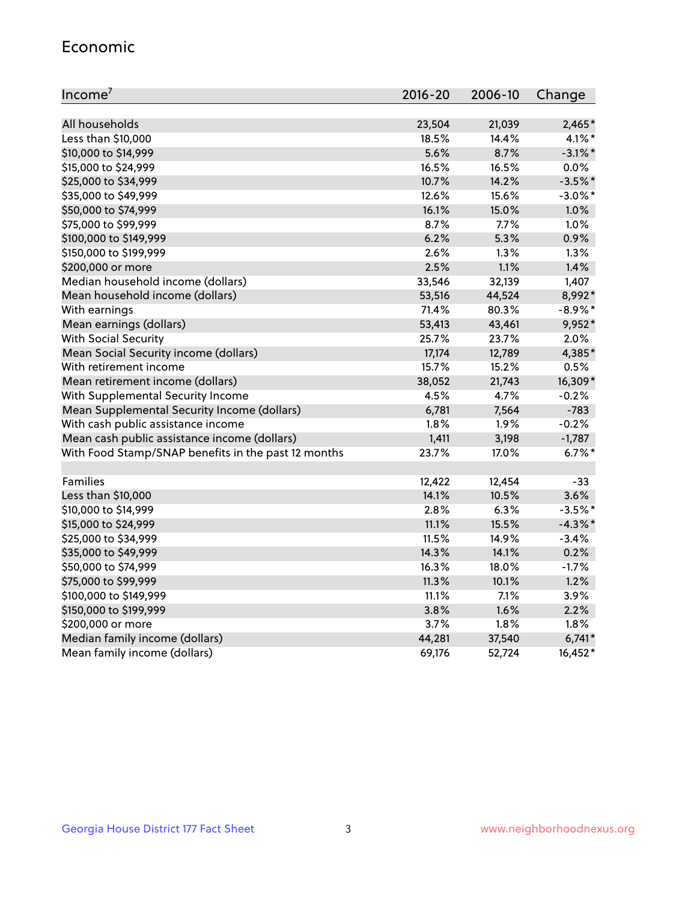## Economic

| Income[7] | 2016-20 | 2006-10 | Change |
|---|---|---|---|
| All households | 23,504 | 21,039 | 2,465* |
| Less than $10,000 | 18.5% | 14.4% | 4.1%* |
| $10,000 to $14,999 | 5.6% | 8.7% | -3.1%* |
| $15,000 to $24,999 | 16.5% | 16.5% | 0.0% |
| $25,000 to $34,999 | 10.7% | 14.2% | -3.5%* |
| $35,000 to $49,999 | 12.6% | 15.6% | -3.0%* |
| $50,000 to $74,999 | 16.1% | 15.0% | 1.0% |
| $75,000 to $99,999 | 8.7% | 7.7% | 1.0% |
| $100,000 to $149,999 | 6.2% | 5.3% | 0.9% |
| $150,000 to $199,999 | 2.6% | 1.3% | 1.3% |
| $200,000 or more | 2.5% | 1.1% | 1.4% |
| Median household income (dollars) | 33,546 | 32,139 | 1,407 |
| Mean household income (dollars) | 53,516 | 44,524 | 8,992* |
| With earnings | 71.4% | 80.3% | -8.9%* |
| Mean earnings (dollars) | 53,413 | 43,461 | 9,952* |
| With Social Security | 25.7% | 23.7% | 2.0% |
| Mean Social Security income (dollars) | 17,174 | 12,789 | 4,385* |
| With retirement income | 15.7% | 15.2% | 0.5% |
| Mean retirement income (dollars) | 38,052 | 21,743 | 16,309* |
| With Supplemental Security Income | 4.5% | 4.7% | -0.2% |
| Mean Supplemental Security Income (dollars) | 6,781 | 7,564 | -783 |
| With cash public assistance income | 1.8% | 1.9% | -0.2% |
| Mean cash public assistance income (dollars) | 1,411 | 3,198 | -1,787 |
| With Food Stamp/SNAP benefits in the past 12 months | 23.7% | 17.0% | 6.7%* |
| | | | |
| Families | 12,422 | 12,454 | -33 |
| Less than $10,000 | 14.1% | 10.5% | 3.6% |
| $10,000 to $14,999 | 2.8% | 6.3% | -3.5%* |
| $15,000 to $24,999 | 11.1% | 15.5% | -4.3%* |
| $25,000 to $34,999 | 11.5% | 14.9% | -3.4% |
| $35,000 to $49,999 | 14.3% | 14.1% | 0.2% |
| $50,000 to $74,999 | 16.3% | 18.0% | -1.7% |
| $75,000 to $99,999 | 11.3% | 10.1% | 1.2% |
| $100,000 to $149,999 | 11.1% | 7.1% | 3.9% |
| $150,000 to $199,999 | 3.8% | 1.6% | 2.2% |
| $200,000 or more | 3.7% | 1.8% | 1.8% |
| Median family income (dollars) | 44,281 | 37,540 | 6,741* |
| Mean family income (dollars) | 69,176 | 52,724 | 16,452* |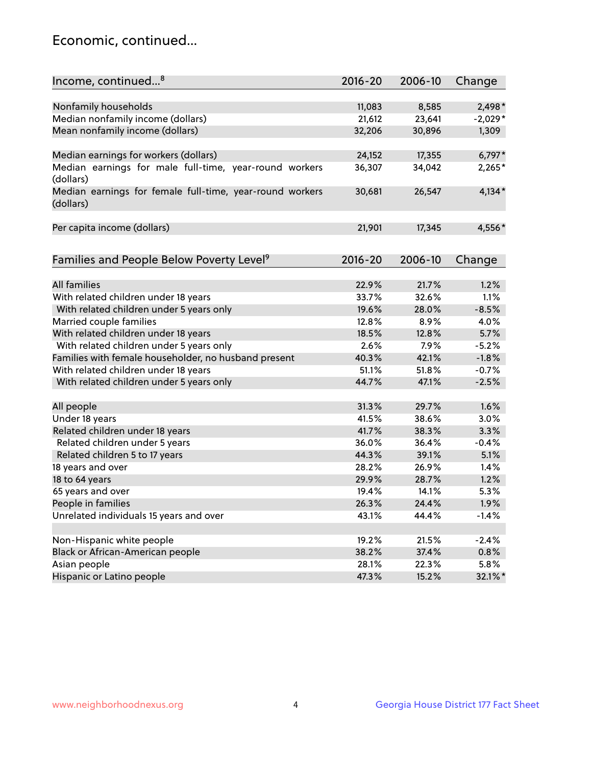## Economic, continued...

| Income, continued...[8] | 2016-20 | 2006-10 | Change |
|---|---|---|---|
| Nonfamily households | 11,083 | 8,585 | 2,498* |
| Median nonfamily income (dollars) | 21,612 | 23,641 | -2,029* |
| Mean nonfamily income (dollars) | 32,206 | 30,896 | 1,309 |
| Median earnings for workers (dollars) | 24,152 | 17,355 | 6,797* |
| Median earnings for male full-time, year-round workers (dollars) | 36,307 | 34,042 | 2,265* |
| Median earnings for female full-time, year-round workers (dollars) | 30,681 | 26,547 | 4,134* |
| Per capita income (dollars) | 21,901 | 17,345 | 4,556* |

| Families and People Below Poverty Level[9] | 2016-20 | 2006-10 | Change |
|---|---|---|---|
| All families | 22.9% | 21.7% | 1.2% |
| With related children under 18 years | 33.7% | 32.6% | 1.1% |
| With related children under 5 years only | 19.6% | 28.0% | -8.5% |
| Married couple families | 12.8% | 8.9% | 4.0% |
| With related children under 18 years | 18.5% | 12.8% | 5.7% |
| With related children under 5 years only | 2.6% | 7.9% | -5.2% |
| Families with female householder, no husband present | 40.3% | 42.1% | -1.8% |
| With related children under 18 years | 51.1% | 51.8% | -0.7% |
| With related children under 5 years only | 44.7% | 47.1% | -2.5% |
| All people | 31.3% | 29.7% | 1.6% |
| Under 18 years | 41.5% | 38.6% | 3.0% |
| Related children under 18 years | 41.7% | 38.3% | 3.3% |
| Related children under 5 years | 36.0% | 36.4% | -0.4% |
| Related children 5 to 17 years | 44.3% | 39.1% | 5.1% |
| 18 years and over | 28.2% | 26.9% | 1.4% |
| 18 to 64 years | 29.9% | 28.7% | 1.2% |
| 65 years and over | 19.4% | 14.1% | 5.3% |
| People in families | 26.3% | 24.4% | 1.9% |
| Unrelated individuals 15 years and over | 43.1% | 44.4% | -1.4% |
| Non-Hispanic white people | 19.2% | 21.5% | -2.4% |
| Black or African-American people | 38.2% | 37.4% | 0.8% |
| Asian people | 28.1% | 22.3% | 5.8% |
| Hispanic or Latino people | 47.3% | 15.2% | 32.1%* |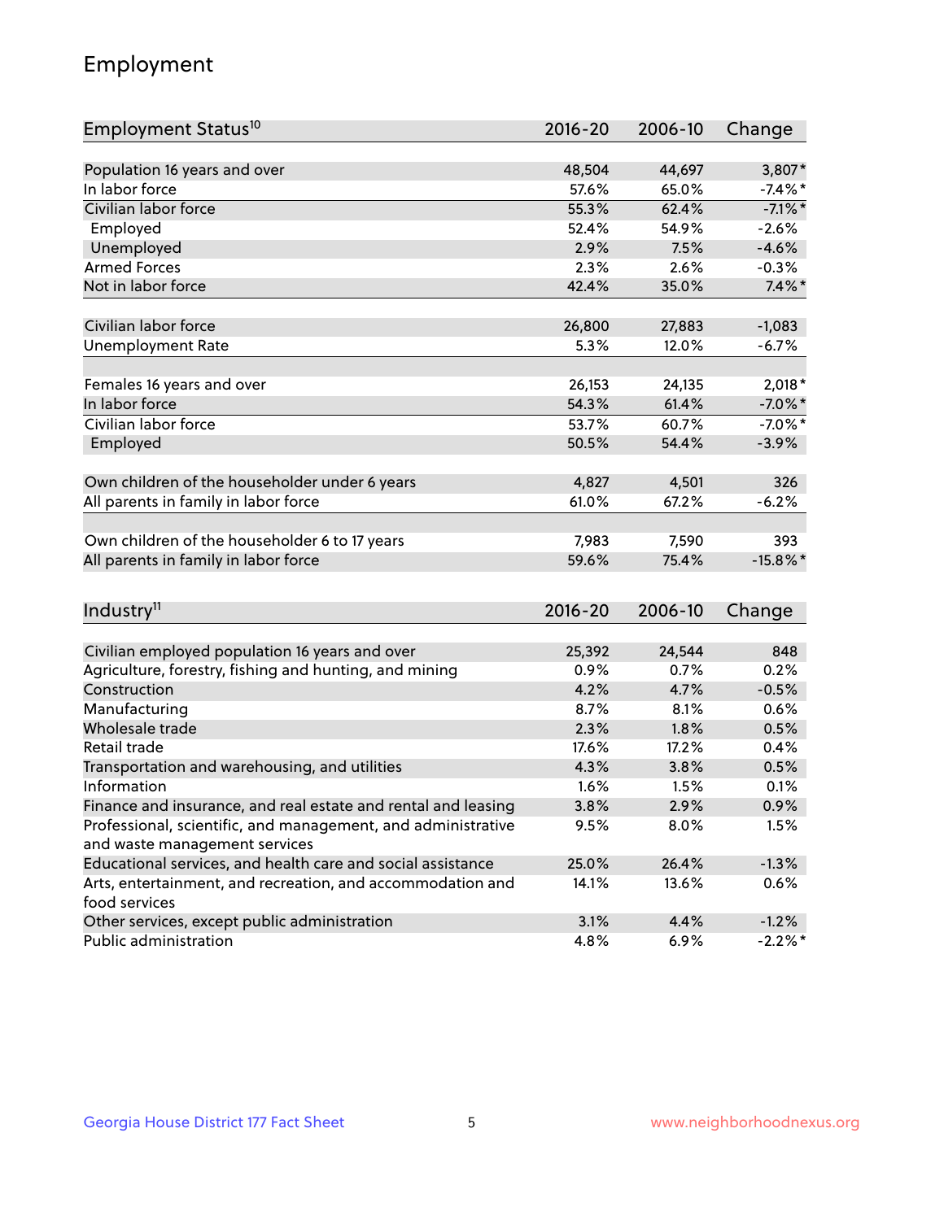## Employment

| Employment Status[10] | 2016-20 | 2006-10 | Change |
|---|---|---|---|
| Population 16 years and over | 48,504 | 44,697 | 3,807* |
| In labor force | 57.6% | 65.0% | -7.4%* |
| Civilian labor force | 55.3% | 62.4% | -7.1%* |
| Employed | 52.4% | 54.9% | -2.6% |
| Unemployed | 2.9% | 7.5% | -4.6% |
| Armed Forces | 2.3% | 2.6% | -0.3% |
| Not in labor force | 42.4% | 35.0% | 7.4%* |
| | | | |
| Civilian labor force | 26,800 | 27,883 | -1,083 |
| Unemployment Rate | 5.3% | 12.0% | -6.7% |
| | | | |
| Females 16 years and over | 26,153 | 24,135 | 2,018* |
| In labor force | 54.3% | 61.4% | -7.0%* |
| Civilian labor force | 53.7% | 60.7% | -7.0%* |
| Employed | 50.5% | 54.4% | -3.9% |
| | | | |
| Own children of the householder under 6 years | 4,827 | 4,501 | 326 |
| All parents in family in labor force | 61.0% | 67.2% | -6.2% |
| | | | |
| Own children of the householder 6 to 17 years | 7,983 | 7,590 | 393 |
| All parents in family in labor force | 59.6% | 75.4% | -15.8%* |

| Industry[11] | 2016-20 | 2006-10 | Change |
|---|---|---|---|
| Civilian employed population 16 years and over | 25,392 | 24,544 | 848 |
| Agriculture, forestry, fishing and hunting, and mining | 0.9% | 0.7% | 0.2% |
| Construction | 4.2% | 4.7% | -0.5% |
| Manufacturing | 8.7% | 8.1% | 0.6% |
| Wholesale trade | 2.3% | 1.8% | 0.5% |
| Retail trade | 17.6% | 17.2% | 0.4% |
| Transportation and warehousing, and utilities | 4.3% | 3.8% | 0.5% |
| Information | 1.6% | 1.5% | 0.1% |
| Finance and insurance, and real estate and rental and leasing | 3.8% | 2.9% | 0.9% |
| Professional, scientific, and management, and administrative and waste management services | 9.5% | 8.0% | 1.5% |
| Educational services, and health care and social assistance | 25.0% | 26.4% | -1.3% |
| Arts, entertainment, and recreation, and accommodation and food services | 14.1% | 13.6% | 0.6% |
| Other services, except public administration | 3.1% | 4.4% | -1.2% |
| Public administration | 4.8% | 6.9% | -2.2%* |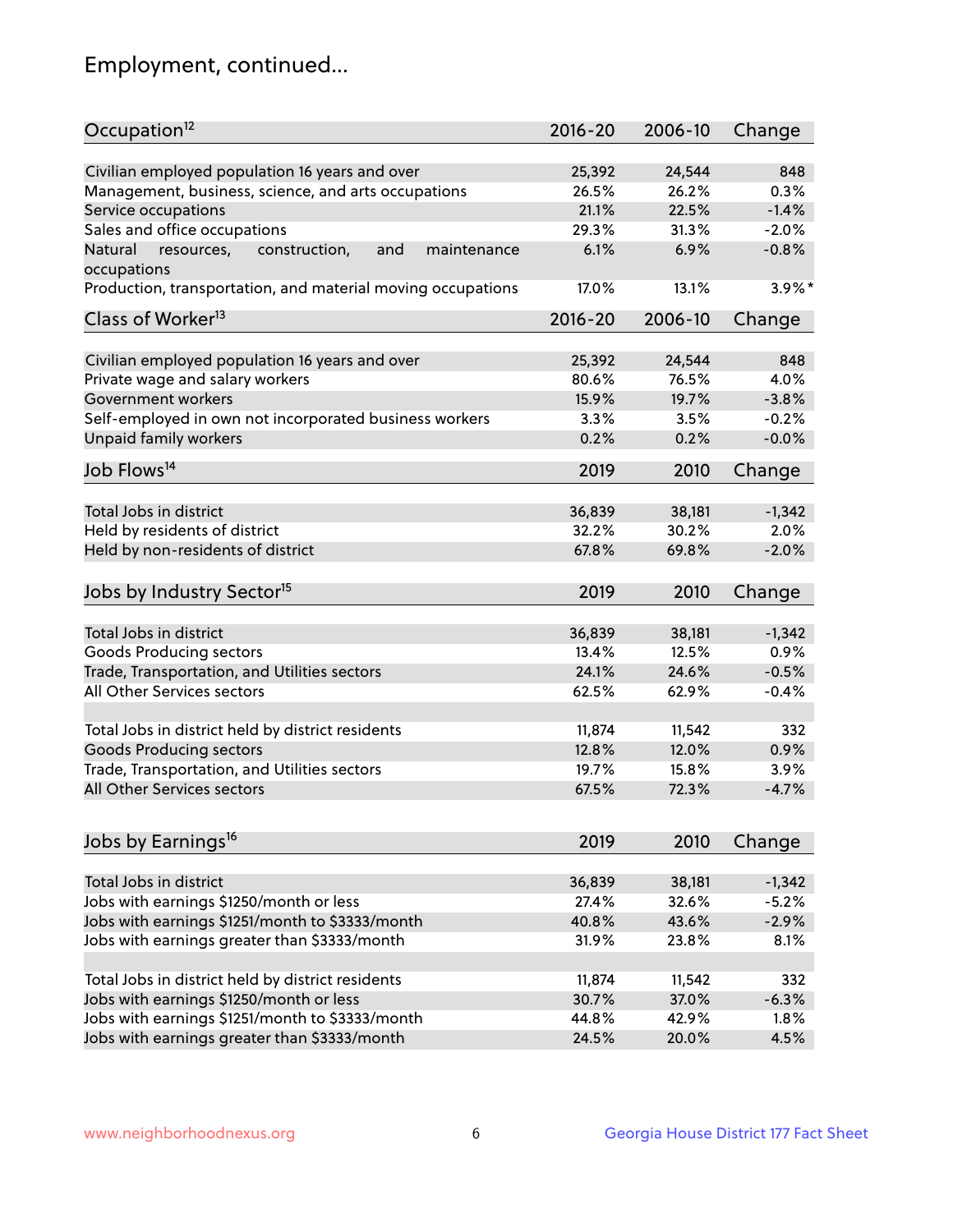## Employment, continued...

| Occupation[12] | 2016-20 | 2006-10 | Change |
|---|---|---|---|
| Civilian employed population 16 years and over | 25,392 | 24,544 | 848 |
| Management, business, science, and arts occupations | 26.5% | 26.2% | 0.3% |
| Service occupations | 21.1% | 22.5% | -1.4% |
| Sales and office occupations | 29.3% | 31.3% | -2.0% |
| Natural resources, construction, and maintenance occupations | 6.1% | 6.9% | -0.8% |
| Production, transportation, and material moving occupations | 17.0% | 13.1% | 3.9%* |

| Class of Worker[13] | 2016-20 | 2006-10 | Change |
|---|---|---|---|
| Civilian employed population 16 years and over | 25,392 | 24,544 | 848 |
| Private wage and salary workers | 80.6% | 76.5% | 4.0% |
| Government workers | 15.9% | 19.7% | -3.8% |
| Self-employed in own not incorporated business workers | 3.3% | 3.5% | -0.2% |
| Unpaid family workers | 0.2% | 0.2% | -0.0% |

| Job Flows[14] | 2019 | 2010 | Change |
|---|---|---|---|
| Total Jobs in district | 36,839 | 38,181 | -1,342 |
| Held by residents of district | 32.2% | 30.2% | 2.0% |
| Held by non-residents of district | 67.8% | 69.8% | -2.0% |

| Jobs by Industry Sector[15] | 2019 | 2010 | Change |
|---|---|---|---|
| Total Jobs in district | 36,839 | 38,181 | -1,342 |
| Goods Producing sectors | 13.4% | 12.5% | 0.9% |
| Trade, Transportation, and Utilities sectors | 24.1% | 24.6% | -0.5% |
| All Other Services sectors | 62.5% | 62.9% | -0.4% |
| | | | |
| Total Jobs in district held by district residents | 11,874 | 11,542 | 332 |
| Goods Producing sectors | 12.8% | 12.0% | 0.9% |
| Trade, Transportation, and Utilities sectors | 19.7% | 15.8% | 3.9% |
| All Other Services sectors | 67.5% | 72.3% | -4.7% |

| Jobs by Earnings[16] | 2019 | 2010 | Change |
|---|---|---|---|
| Total Jobs in district | 36,839 | 38,181 | -1,342 |
| Jobs with earnings $1250/month or less | 27.4% | 32.6% | -5.2% |
| Jobs with earnings $1251/month to $3333/month | 40.8% | 43.6% | -2.9% |
| Jobs with earnings greater than $3333/month | 31.9% | 23.8% | 8.1% |
| | | | |
| Total Jobs in district held by district residents | 11,874 | 11,542 | 332 |
| Jobs with earnings $1250/month or less | 30.7% | 37.0% | -6.3% |
| Jobs with earnings $1251/month to $3333/month | 44.8% | 42.9% | 1.8% |
| Jobs with earnings greater than $3333/month | 24.5% | 20.0% | 4.5% |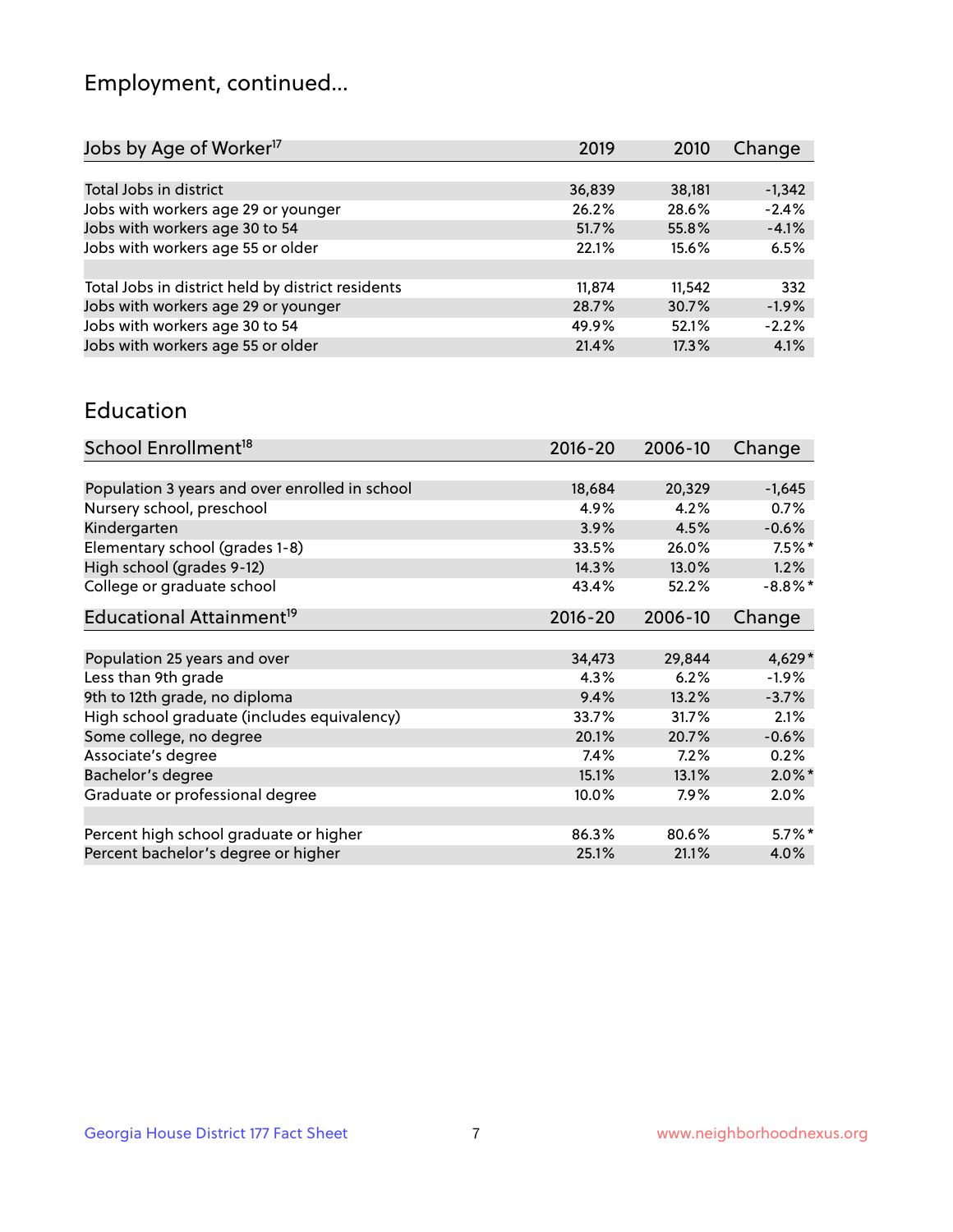## Employment, continued...

| Jobs by Age of Worker[17] | 2019 | 2010 | Change |
|---|---|---|---|
| Total Jobs in district | 36,839 | 38,181 | -1,342 |
| Jobs with workers age 29 or younger | 26.2% | 28.6% | -2.4% |
| Jobs with workers age 30 to 54 | 51.7% | 55.8% | -4.1% |
| Jobs with workers age 55 or older | 22.1% | 15.6% | 6.5% |
| | | | |
| Total Jobs in district held by district residents | 11,874 | 11,542 | 332 |
| Jobs with workers age 29 or younger | 28.7% | 30.7% | -1.9% |
| Jobs with workers age 30 to 54 | 49.9% | 52.1% | -2.2% |
| Jobs with workers age 55 or older | 21.4% | 17.3% | 4.1% |

## Education

| School Enrollment[18] | 2016-20 | 2006-10 | Change |
|---|---|---|---|
| Population 3 years and over enrolled in school | 18,684 | 20,329 | -1,645 |
| Nursery school, preschool | 4.9% | 4.2% | 0.7% |
| Kindergarten | 3.9% | 4.5% | -0.6% |
| Elementary school (grades 1-8) | 33.5% | 26.0% | 7.5%* |
| High school (grades 9-12) | 14.3% | 13.0% | 1.2% |
| College or graduate school | 43.4% | 52.2% | -8.8%* |

| Educational Attainment[19] | 2016-20 | 2006-10 | Change |
|---|---|---|---|
| Population 25 years and over | 34,473 | 29,844 | 4,629* |
| Less than 9th grade | 4.3% | 6.2% | -1.9% |
| 9th to 12th grade, no diploma | 9.4% | 13.2% | -3.7% |
| High school graduate (includes equivalency) | 33.7% | 31.7% | 2.1% |
| Some college, no degree | 20.1% | 20.7% | -0.6% |
| Associate's degree | 7.4% | 7.2% | 0.2% |
| Bachelor's degree | 15.1% | 13.1% | 2.0%* |
| Graduate or professional degree | 10.0% | 7.9% | 2.0% |
| | | | |
| Percent high school graduate or higher | 86.3% | 80.6% | 5.7%* |
| Percent bachelor's degree or higher | 25.1% | 21.1% | 4.0% |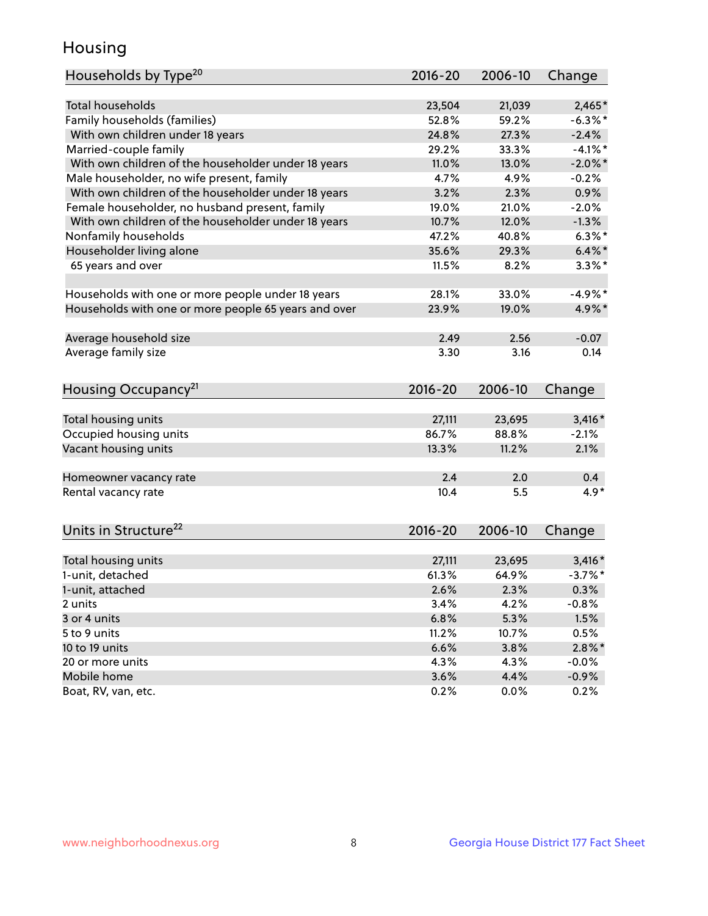# Housing

| Households by Type[20] | 2016-20 | 2006-10 | Change |
|---|---|---|---|
| Total households | 23,504 | 21,039 | 2,465* |
| Family households (families) | 52.8% | 59.2% | -6.3%* |
| With own children under 18 years | 24.8% | 27.3% | -2.4% |
| Married-couple family | 29.2% | 33.3% | -4.1%* |
| With own children of the householder under 18 years | 11.0% | 13.0% | -2.0%* |
| Male householder, no wife present, family | 4.7% | 4.9% | -0.2% |
| With own children of the householder under 18 years | 3.2% | 2.3% | 0.9% |
| Female householder, no husband present, family | 19.0% | 21.0% | -2.0% |
| With own children of the householder under 18 years | 10.7% | 12.0% | -1.3% |
| Nonfamily households | 47.2% | 40.8% | 6.3%* |
| Householder living alone | 35.6% | 29.3% | 6.4%* |
| 65 years and over | 11.5% | 8.2% | 3.3%* |
| | | | |
| Households with one or more people under 18 years | 28.1% | 33.0% | -4.9%* |
| Households with one or more people 65 years and over | 23.9% | 19.0% | 4.9%* |
| | | | |
| Average household size | 2.49 | 2.56 | -0.07 |
| Average family size | 3.30 | 3.16 | 0.14 |

| Housing Occupancy[21] | 2016-20 | 2006-10 | Change |
|---|---|---|---|
| Total housing units | 27,111 | 23,695 | 3,416* |
| Occupied housing units | 86.7% | 88.8% | -2.1% |
| Vacant housing units | 13.3% | 11.2% | 2.1% |
| | | | |
| Homeowner vacancy rate | 2.4 | 2.0 | 0.4 |
| Rental vacancy rate | 10.4 | 5.5 | 4.9* |

| Units in Structure[22] | 2016-20 | 2006-10 | Change |
|---|---|---|---|
| Total housing units | 27,111 | 23,695 | 3,416* |
| 1-unit, detached | 61.3% | 64.9% | -3.7%* |
| 1-unit, attached | 2.6% | 2.3% | 0.3% |
| 2 units | 3.4% | 4.2% | -0.8% |
| 3 or 4 units | 6.8% | 5.3% | 1.5% |
| 5 to 9 units | 11.2% | 10.7% | 0.5% |
| 10 to 19 units | 6.6% | 3.8% | 2.8%* |
| 20 or more units | 4.3% | 4.3% | -0.0% |
| Mobile home | 3.6% | 4.4% | -0.9% |
| Boat, RV, van, etc. | 0.2% | 0.0% | 0.2% |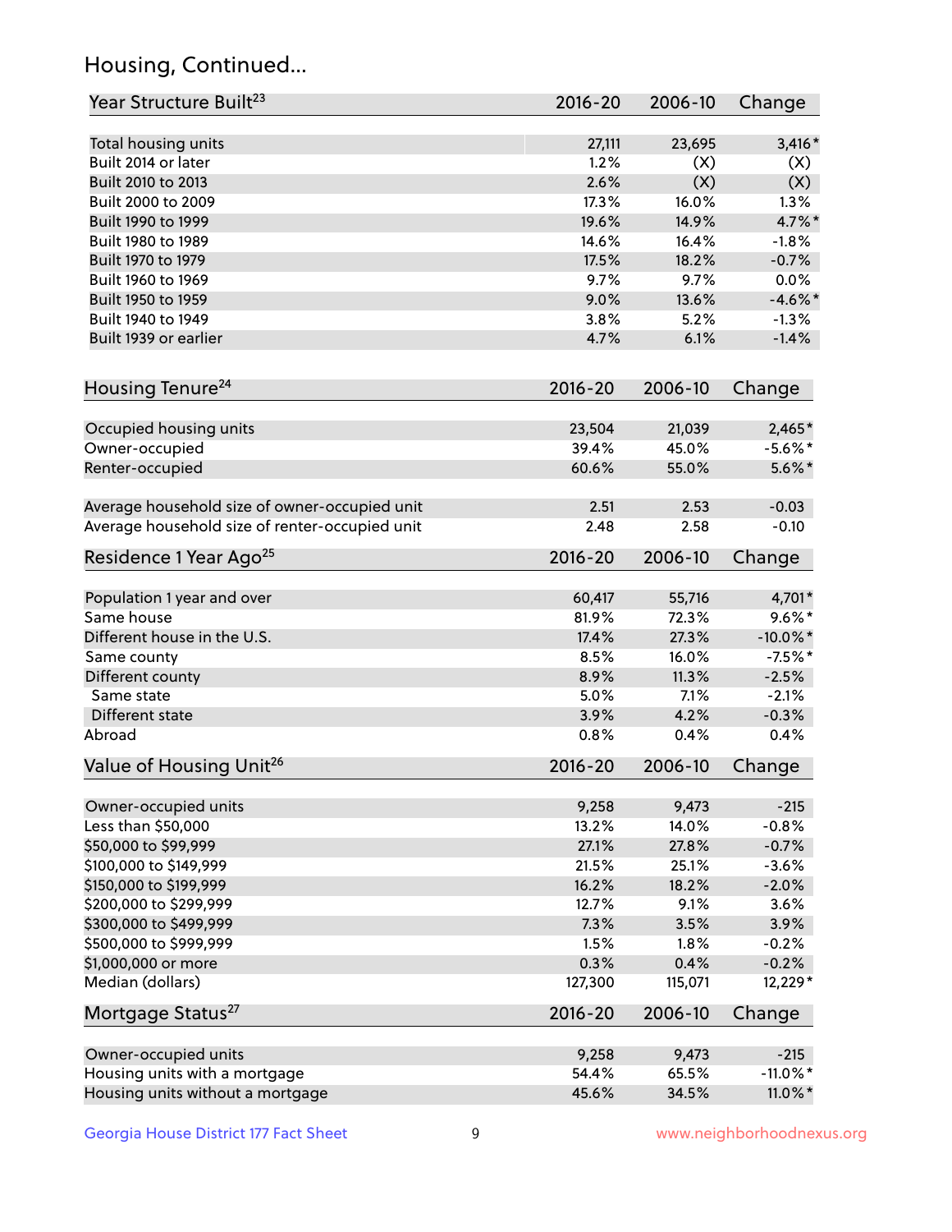## Housing, Continued...

| Year Structure Built[23] | 2016-20 | 2006-10 | Change |
|---|---|---|---|
| Total housing units | 27,111 | 23,695 | 3,416* |
| Built 2014 or later | 1.2% | (X) | (X) |
| Built 2010 to 2013 | 2.6% | (X) | (X) |
| Built 2000 to 2009 | 17.3% | 16.0% | 1.3% |
| Built 1990 to 1999 | 19.6% | 14.9% | 4.7%* |
| Built 1980 to 1989 | 14.6% | 16.4% | -1.8% |
| Built 1970 to 1979 | 17.5% | 18.2% | -0.7% |
| Built 1960 to 1969 | 9.7% | 9.7% | 0.0% |
| Built 1950 to 1959 | 9.0% | 13.6% | -4.6%* |
| Built 1940 to 1949 | 3.8% | 5.2% | -1.3% |
| Built 1939 or earlier | 4.7% | 6.1% | -1.4% |

| Housing Tenure[24] | 2016-20 | 2006-10 | Change |
|---|---|---|---|
| Occupied housing units | 23,504 | 21,039 | 2,465* |
| Owner-occupied | 39.4% | 45.0% | -5.6%* |
| Renter-occupied | 60.6% | 55.0% | 5.6%* |
| Average household size of owner-occupied unit | 2.51 | 2.53 | -0.03 |
| Average household size of renter-occupied unit | 2.48 | 2.58 | -0.10 |

| Residence 1 Year Ago[25] | 2016-20 | 2006-10 | Change |
|---|---|---|---|
| Population 1 year and over | 60,417 | 55,716 | 4,701* |
| Same house | 81.9% | 72.3% | 9.6%* |
| Different house in the U.S. | 17.4% | 27.3% | -10.0%* |
| Same county | 8.5% | 16.0% | -7.5%* |
| Different county | 8.9% | 11.3% | -2.5% |
| Same state | 5.0% | 7.1% | -2.1% |
| Different state | 3.9% | 4.2% | -0.3% |
| Abroad | 0.8% | 0.4% | 0.4% |

| Value of Housing Unit[26] | 2016-20 | 2006-10 | Change |
|---|---|---|---|
| Owner-occupied units | 9,258 | 9,473 | -215 |
| Less than $50,000 | 13.2% | 14.0% | -0.8% |
| $50,000 to $99,999 | 27.1% | 27.8% | -0.7% |
| $100,000 to $149,999 | 21.5% | 25.1% | -3.6% |
| $150,000 to $199,999 | 16.2% | 18.2% | -2.0% |
| $200,000 to $299,999 | 12.7% | 9.1% | 3.6% |
| $300,000 to $499,999 | 7.3% | 3.5% | 3.9% |
| $500,000 to $999,999 | 1.5% | 1.8% | -0.2% |
| $1,000,000 or more | 0.3% | 0.4% | -0.2% |
| Median (dollars) | 127,300 | 115,071 | 12,229* |

| Mortgage Status[27] | 2016-20 | 2006-10 | Change |
|---|---|---|---|
| Owner-occupied units | 9,258 | 9,473 | -215 |
| Housing units with a mortgage | 54.4% | 65.5% | -11.0%* |
| Housing units without a mortgage | 45.6% | 34.5% | 11.0%* |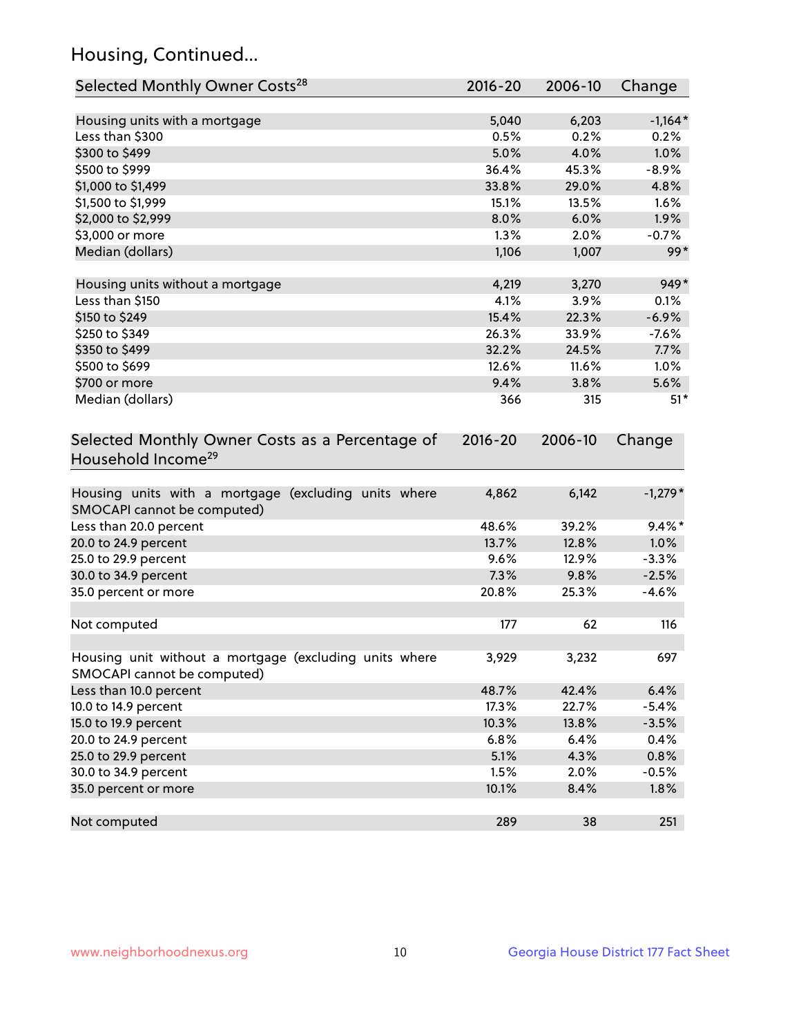## Housing, Continued...

| Selected Monthly Owner Costs[28] | 2016-20 | 2006-10 | Change |
|---|---|---|---|
| Housing units with a mortgage | 5,040 | 6,203 | -1,164* |
| Less than $300 | 0.5% | 0.2% | 0.2% |
| $300 to $499 | 5.0% | 4.0% | 1.0% |
| $500 to $999 | 36.4% | 45.3% | -8.9% |
| $1,000 to $1,499 | 33.8% | 29.0% | 4.8% |
| $1,500 to $1,999 | 15.1% | 13.5% | 1.6% |
| $2,000 to $2,999 | 8.0% | 6.0% | 1.9% |
| $3,000 or more | 1.3% | 2.0% | -0.7% |
| Median (dollars) | 1,106 | 1,007 | 99* |
| | | | |
| Housing units without a mortgage | 4,219 | 3,270 | 949* |
| Less than $150 | 4.1% | 3.9% | 0.1% |
| $150 to $249 | 15.4% | 22.3% | -6.9% |
| $250 to $349 | 26.3% | 33.9% | -7.6% |
| $350 to $499 | 32.2% | 24.5% | 7.7% |
| $500 to $699 | 12.6% | 11.6% | 1.0% |
| $700 or more | 9.4% | 3.8% | 5.6% |
| Median (dollars) | 366 | 315 | 51* |

| Selected Monthly Owner Costs as a Percentage of Household Income[29] | 2016-20 | 2006-10 | Change |
|---|---|---|---|
| Housing units with a mortgage (excluding units where SMOCAPI cannot be computed) | 4,862 | 6,142 | -1,279* |
| Less than 20.0 percent | 48.6% | 39.2% | 9.4%* |
| 20.0 to 24.9 percent | 13.7% | 12.8% | 1.0% |
| 25.0 to 29.9 percent | 9.6% | 12.9% | -3.3% |
| 30.0 to 34.9 percent | 7.3% | 9.8% | -2.5% |
| 35.0 percent or more | 20.8% | 25.3% | -4.6% |
| | | | |
| Not computed | 177 | 62 | 116 |
| | | | |
| Housing unit without a mortgage (excluding units where SMOCAPI cannot be computed) | 3,929 | 3,232 | 697 |
| Less than 10.0 percent | 48.7% | 42.4% | 6.4% |
| 10.0 to 14.9 percent | 17.3% | 22.7% | -5.4% |
| 15.0 to 19.9 percent | 10.3% | 13.8% | -3.5% |
| 20.0 to 24.9 percent | 6.8% | 6.4% | 0.4% |
| 25.0 to 29.9 percent | 5.1% | 4.3% | 0.8% |
| 30.0 to 34.9 percent | 1.5% | 2.0% | -0.5% |
| 35.0 percent or more | 10.1% | 8.4% | 1.8% |
| | | | |
| Not computed | 289 | 38 | 251 |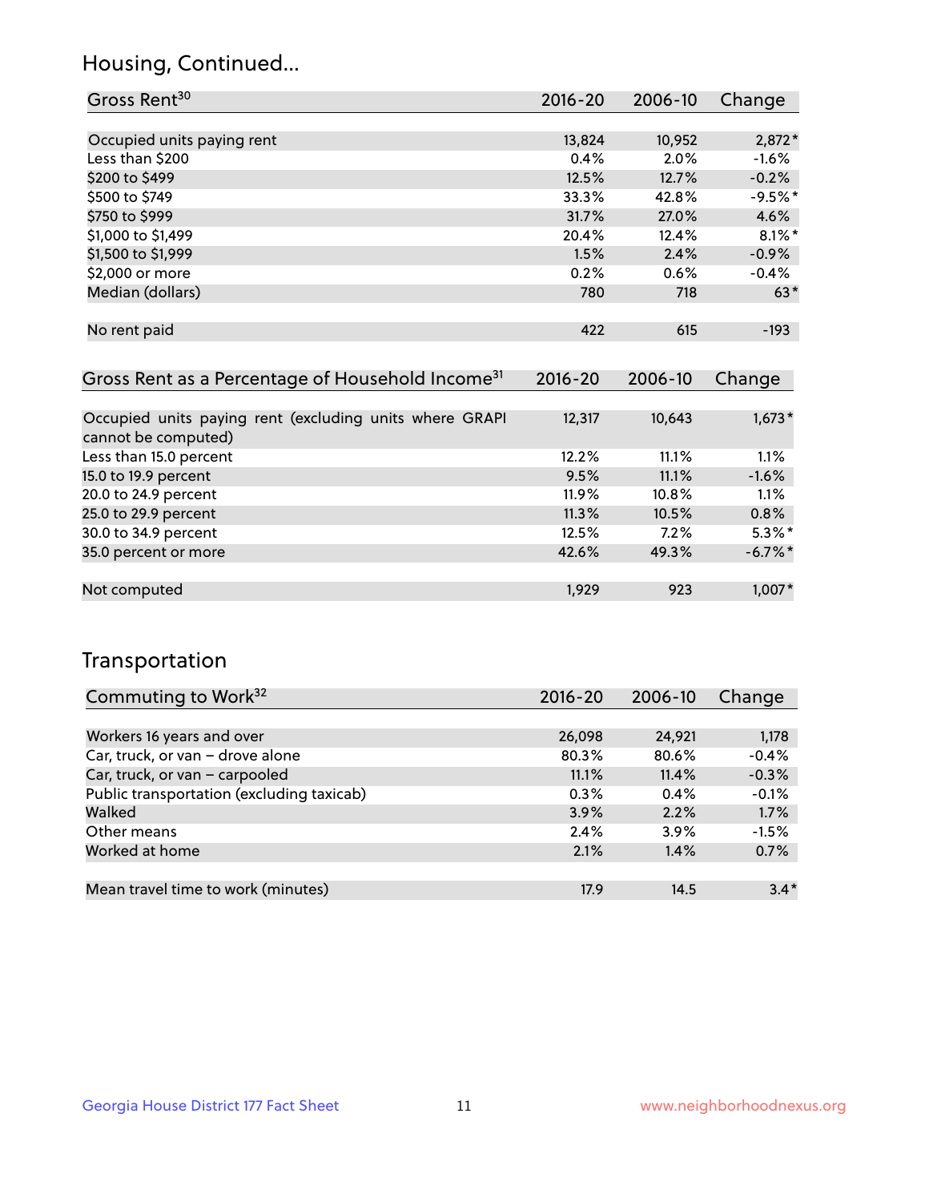## Housing, Continued...

| Gross Rent[30] | 2016-20 | 2006-10 | Change |
|---|---|---|---|
| Occupied units paying rent | 13,824 | 10,952 | 2,872* |
| Less than $200 | 0.4% | 2.0% | -1.6% |
| $200 to $499 | 12.5% | 12.7% | -0.2% |
| $500 to $749 | 33.3% | 42.8% | -9.5%* |
| $750 to $999 | 31.7% | 27.0% | 4.6% |
| $1,000 to $1,499 | 20.4% | 12.4% | 8.1%* |
| $1,500 to $1,999 | 1.5% | 2.4% | -0.9% |
| $2,000 or more | 0.2% | 0.6% | -0.4% |
| Median (dollars) | 780 | 718 | 63* |
| No rent paid | 422 | 615 | -193 |

| Gross Rent as a Percentage of Household Income[31] | 2016-20 | 2006-10 | Change |
|---|---|---|---|
| Occupied units paying rent (excluding units where GRAPI cannot be computed) | 12,317 | 10,643 | 1,673* |
| Less than 15.0 percent | 12.2% | 11.1% | 1.1% |
| 15.0 to 19.9 percent | 9.5% | 11.1% | -1.6% |
| 20.0 to 24.9 percent | 11.9% | 10.8% | 1.1% |
| 25.0 to 29.9 percent | 11.3% | 10.5% | 0.8% |
| 30.0 to 34.9 percent | 12.5% | 7.2% | 5.3%* |
| 35.0 percent or more | 42.6% | 49.3% | -6.7%* |
| Not computed | 1,929 | 923 | 1,007* |

## Transportation

| Commuting to Work[32] | 2016-20 | 2006-10 | Change |
|---|---|---|---|
| Workers 16 years and over | 26,098 | 24,921 | 1,178 |
| Car, truck, or van – drove alone | 80.3% | 80.6% | -0.4% |
| Car, truck, or van – carpooled | 11.1% | 11.4% | -0.3% |
| Public transportation (excluding taxicab) | 0.3% | 0.4% | -0.1% |
| Walked | 3.9% | 2.2% | 1.7% |
| Other means | 2.4% | 3.9% | -1.5% |
| Worked at home | 2.1% | 1.4% | 0.7% |
| Mean travel time to work (minutes) | 17.9 | 14.5 | 3.4* |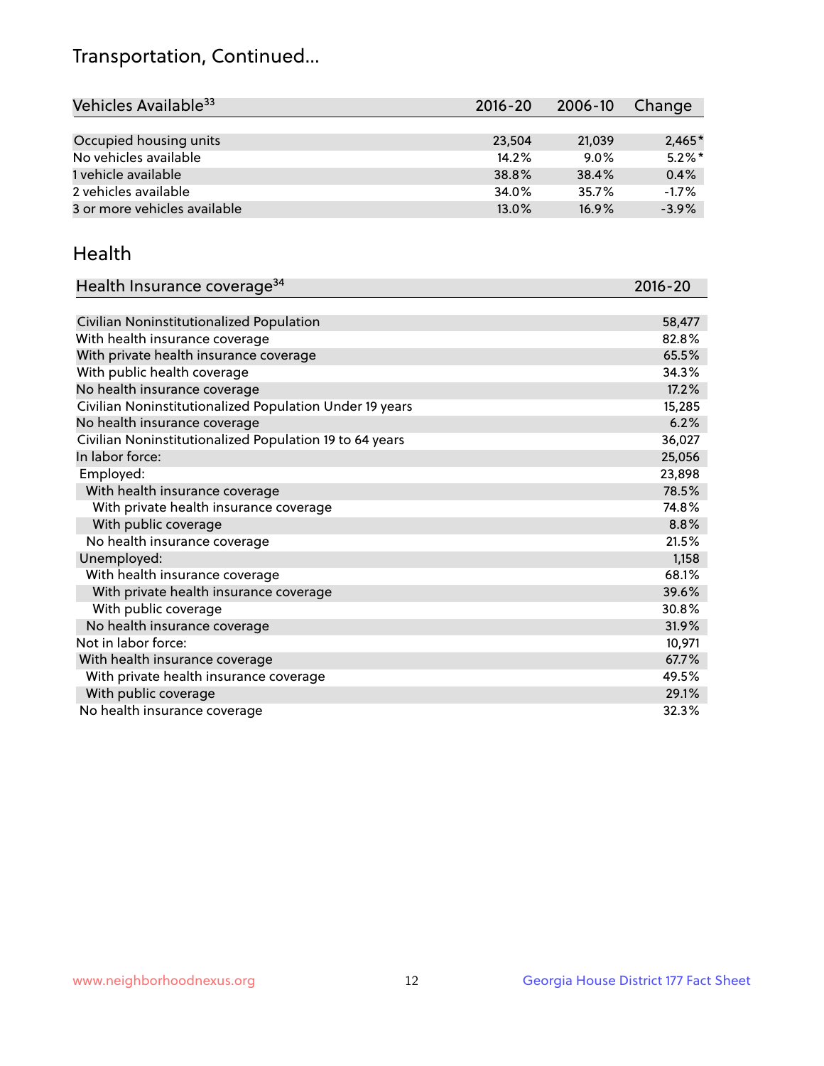# Transportation, Continued...

| Vehicles Available[33] | 2016-20 | 2006-10 | Change |
| --- | --- | --- | --- |
| Occupied housing units | 23,504 | 21,039 | 2,465* |
| No vehicles available | 14.2% | 9.0% | 5.2%* |
| 1 vehicle available | 38.8% | 38.4% | 0.4% |
| 2 vehicles available | 34.0% | 35.7% | -1.7% |
| 3 or more vehicles available | 13.0% | 16.9% | -3.9% |

## Health

| Health Insurance coverage[34] | 2016-20 |
| --- | --- |
| Civilian Noninstitutionalized Population | 58,477 |
| With health insurance coverage | 82.8% |
| With private health insurance coverage | 65.5% |
| With public health coverage | 34.3% |
| No health insurance coverage | 17.2% |
| Civilian Noninstitutionalized Population Under 19 years | 15,285 |
| No health insurance coverage | 6.2% |
| Civilian Noninstitutionalized Population 19 to 64 years | 36,027 |
| In labor force: | 25,056 |
| Employed: | 23,898 |
| With health insurance coverage | 78.5% |
| With private health insurance coverage | 74.8% |
| With public coverage | 8.8% |
| No health insurance coverage | 21.5% |
| Unemployed: | 1,158 |
| With health insurance coverage | 68.1% |
| With private health insurance coverage | 39.6% |
| With public coverage | 30.8% |
| No health insurance coverage | 31.9% |
| Not in labor force: | 10,971 |
| With health insurance coverage | 67.7% |
| With private health insurance coverage | 49.5% |
| With public coverage | 29.1% |
| No health insurance coverage | 32.3% |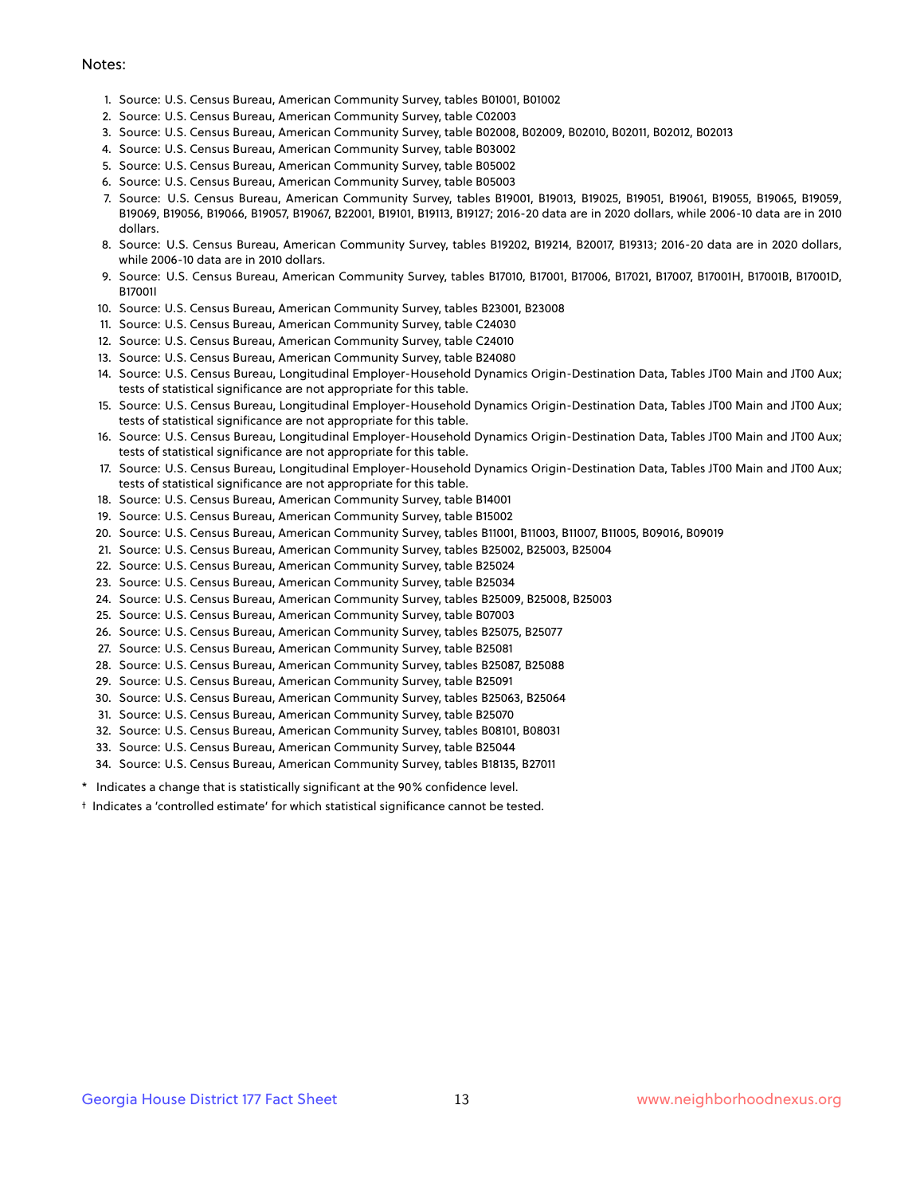Notes:

1. Source: U.S. Census Bureau, American Community Survey, tables B01001, B01002
2. Source: U.S. Census Bureau, American Community Survey, table C02003
3. Source: U.S. Census Bureau, American Community Survey, table B02008, B02009, B02010, B02011, B02012, B02013
4. Source: U.S. Census Bureau, American Community Survey, table B03002
5. Source: U.S. Census Bureau, American Community Survey, table B05002
6. Source: U.S. Census Bureau, American Community Survey, table B05003
7. Source: U.S. Census Bureau, American Community Survey, tables B19001, B19013, B19025, B19051, B19061, B19055, B19065, B19059, B19069, B19056, B19066, B19057, B19067, B22001, B19101, B19113, B19127; 2016-20 data are in 2020 dollars, while 2006-10 data are in 2010 dollars.
8. Source: U.S. Census Bureau, American Community Survey, tables B19202, B19214, B20017, B19313; 2016-20 data are in 2020 dollars, while 2006-10 data are in 2010 dollars.
9. Source: U.S. Census Bureau, American Community Survey, tables B17010, B17001, B17006, B17021, B17007, B17001H, B17001B, B17001D, B17001I
10. Source: U.S. Census Bureau, American Community Survey, tables B23001, B23008
11. Source: U.S. Census Bureau, American Community Survey, table C24030
12. Source: U.S. Census Bureau, American Community Survey, table C24010
13. Source: U.S. Census Bureau, American Community Survey, table B24080
14. Source: U.S. Census Bureau, Longitudinal Employer-Household Dynamics Origin-Destination Data, Tables JT00 Main and JT00 Aux; tests of statistical significance are not appropriate for this table.
15. Source: U.S. Census Bureau, Longitudinal Employer-Household Dynamics Origin-Destination Data, Tables JT00 Main and JT00 Aux; tests of statistical significance are not appropriate for this table.
16. Source: U.S. Census Bureau, Longitudinal Employer-Household Dynamics Origin-Destination Data, Tables JT00 Main and JT00 Aux; tests of statistical significance are not appropriate for this table.
17. Source: U.S. Census Bureau, Longitudinal Employer-Household Dynamics Origin-Destination Data, Tables JT00 Main and JT00 Aux; tests of statistical significance are not appropriate for this table.
18. Source: U.S. Census Bureau, American Community Survey, table B14001
19. Source: U.S. Census Bureau, American Community Survey, table B15002
20. Source: U.S. Census Bureau, American Community Survey, tables B11001, B11003, B11007, B11005, B09016, B09019
21. Source: U.S. Census Bureau, American Community Survey, tables B25002, B25003, B25004
22. Source: U.S. Census Bureau, American Community Survey, table B25024
23. Source: U.S. Census Bureau, American Community Survey, table B25034
24. Source: U.S. Census Bureau, American Community Survey, tables B25009, B25008, B25003
25. Source: U.S. Census Bureau, American Community Survey, table B07003
26. Source: U.S. Census Bureau, American Community Survey, tables B25075, B25077
27. Source: U.S. Census Bureau, American Community Survey, table B25081
28. Source: U.S. Census Bureau, American Community Survey, tables B25087, B25088
29. Source: U.S. Census Bureau, American Community Survey, table B25091
30. Source: U.S. Census Bureau, American Community Survey, tables B25063, B25064
31. Source: U.S. Census Bureau, American Community Survey, table B25070
32. Source: U.S. Census Bureau, American Community Survey, tables B08101, B08031
33. Source: U.S. Census Bureau, American Community Survey, table B25044
34. Source: U.S. Census Bureau, American Community Survey, tables B18135, B27011

\* Indicates a change that is statistically significant at the 90% confidence level.

† Indicates a 'controlled estimate' for which statistical significance cannot be tested.